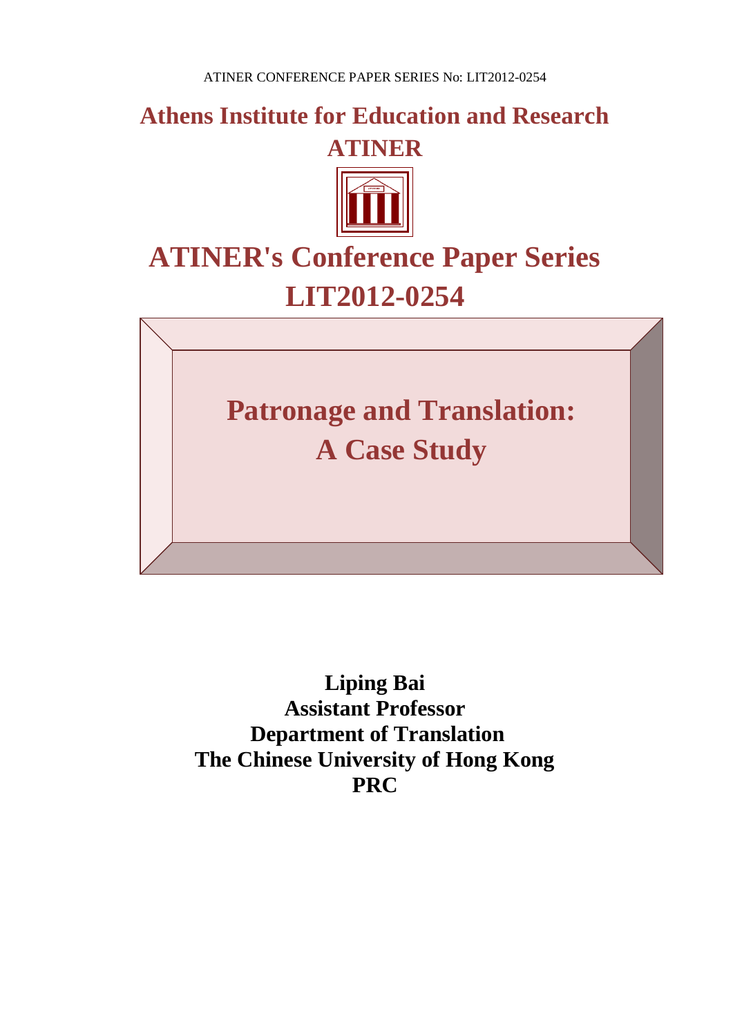# Athens Institute for Education and Research
# ATINER

# ATINER's Conference Paper Series
# LIT2012-0254

## Patronage and Translation: A Case Study

**Liping Bai**
**Assistant Professor**
**Department of Translation**
**The Chinese University of Hong Kong**
**PRC**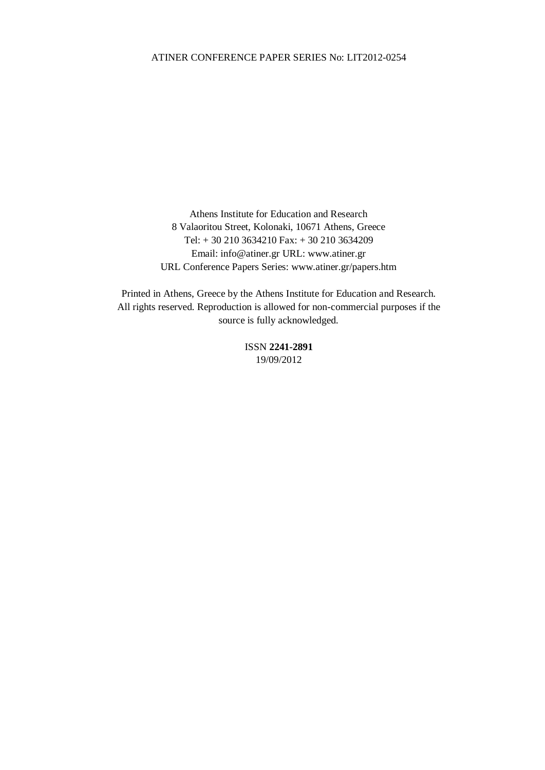Athens Institute for Education and Research
8 Valaoritou Street, Kolonaki, 10671 Athens, Greece
Tel: + 30 210 3634210 Fax: + 30 210 3634209
Email: info@atiner.gr URL: www.atiner.gr
URL Conference Papers Series: www.atiner.gr/papers.htm

Printed in Athens, Greece by the Athens Institute for Education and Research. All rights reserved. Reproduction is allowed for non-commercial purposes if the source is fully acknowledged.

ISSN **2241-2891**
19/09/2012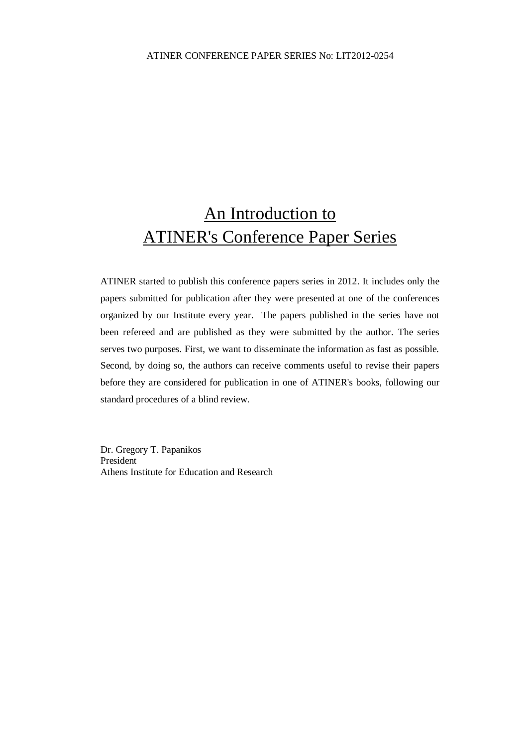# An Introduction to ATINER's Conference Paper Series

ATINER started to publish this conference papers series in 2012. It includes only the papers submitted for publication after they were presented at one of the conferences organized by our Institute every year. The papers published in the series have not been refereed and are published as they were submitted by the author. The series serves two purposes. First, we want to disseminate the information as fast as possible. Second, by doing so, the authors can receive comments useful to revise their papers before they are considered for publication in one of ATINER's books, following our standard procedures of a blind review.

Dr. Gregory T. Papanikos
President
Athens Institute for Education and Research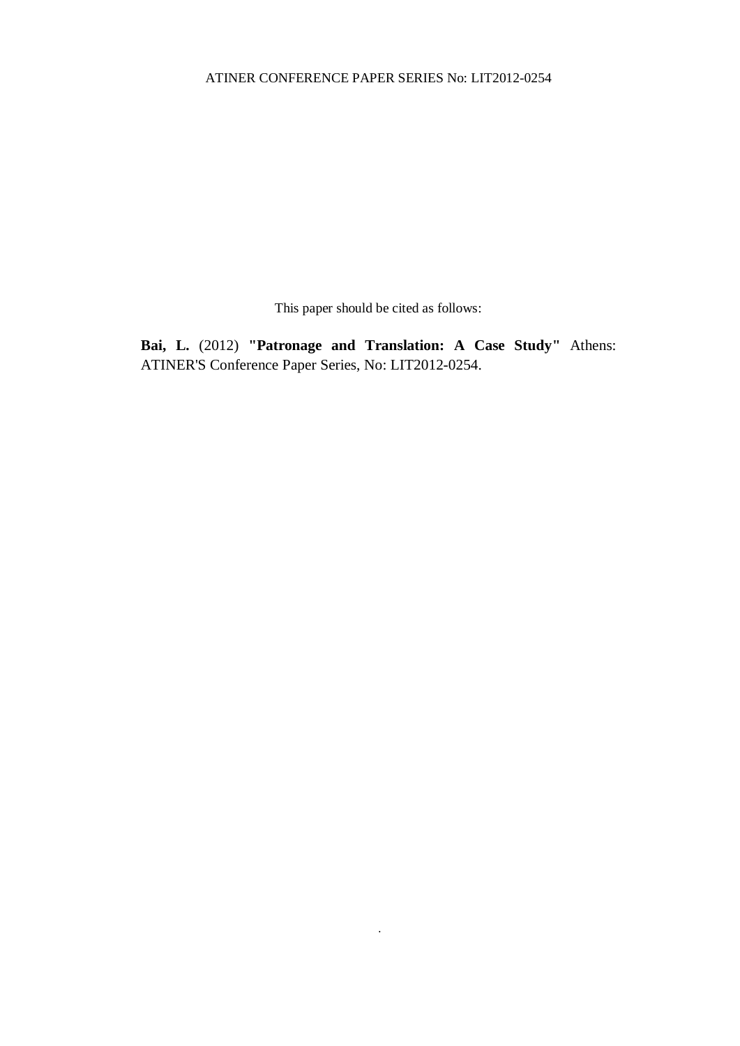This paper should be cited as follows:

**Bai, L.** (2012) **"Patronage and Translation: A Case Study"** Athens: ATINER'S Conference Paper Series, No: LIT2012-0254.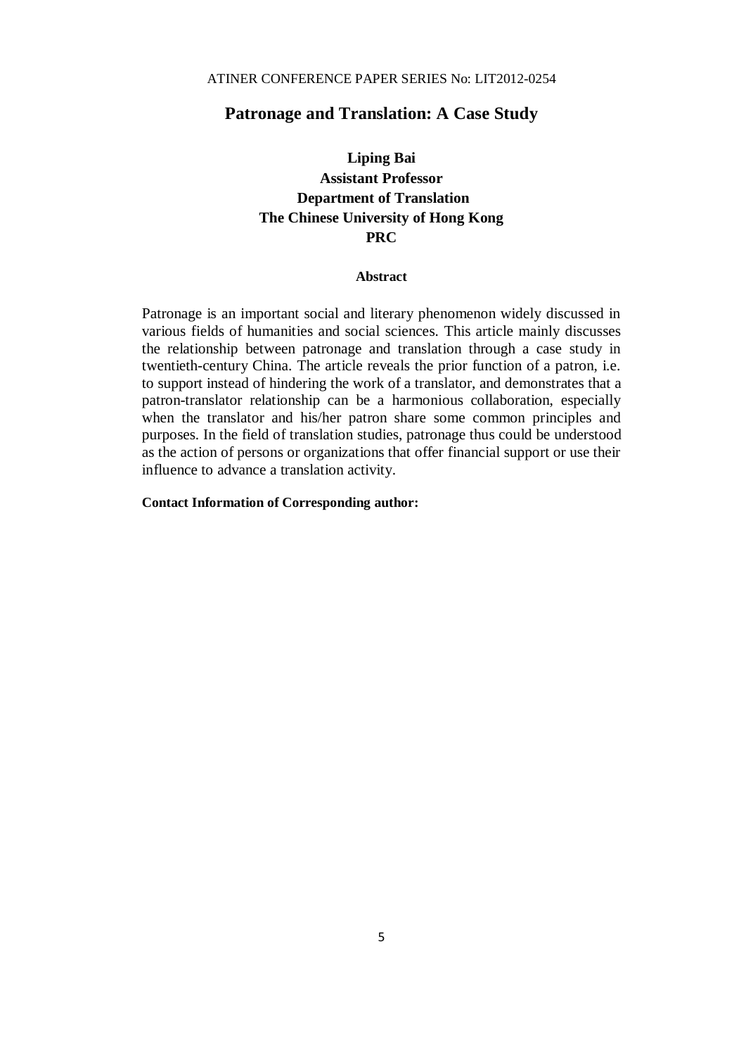# Patronage and Translation: A Case Study

**Liping Bai**
**Assistant Professor**
**Department of Translation**
**The Chinese University of Hong Kong**
**PRC**

## Abstract

Patronage is an important social and literary phenomenon widely discussed in various fields of humanities and social sciences. This article mainly discusses the relationship between patronage and translation through a case study in twentieth-century China. The article reveals the prior function of a patron, i.e. to support instead of hindering the work of a translator, and demonstrates that a patron-translator relationship can be a harmonious collaboration, especially when the translator and his/her patron share some common principles and purposes. In the field of translation studies, patronage thus could be understood as the action of persons or organizations that offer financial support or use their influence to advance a translation activity.

**Contact Information of Corresponding author:**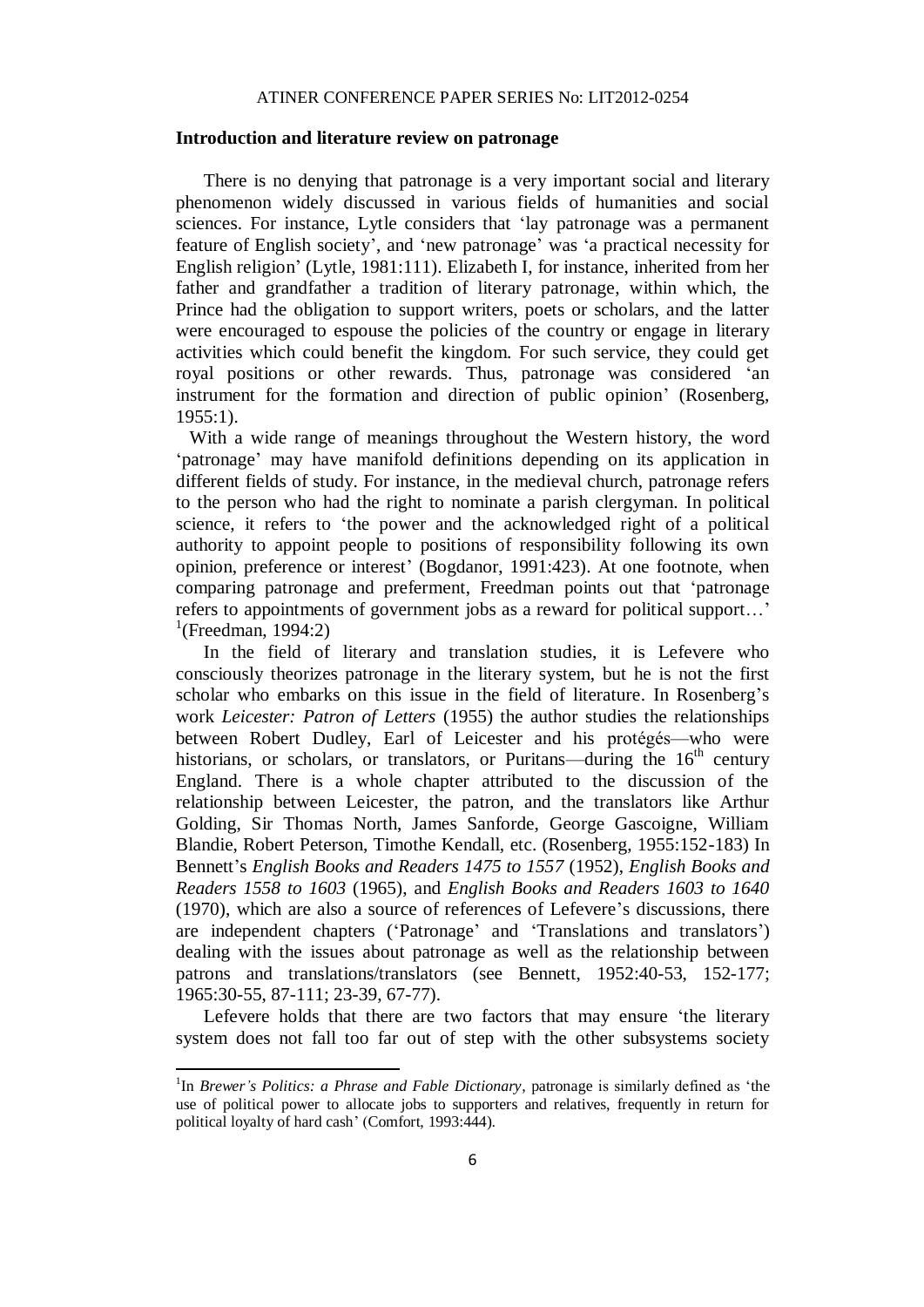## Introduction and literature review on patronage

There is no denying that patronage is a very important social and literary phenomenon widely discussed in various fields of humanities and social sciences. For instance, Lytle considers that 'lay patronage was a permanent feature of English society', and 'new patronage' was 'a practical necessity for English religion' (Lytle, 1981:111). Elizabeth I, for instance, inherited from her father and grandfather a tradition of literary patronage, within which, the Prince had the obligation to support writers, poets or scholars, and the latter were encouraged to espouse the policies of the country or engage in literary activities which could benefit the kingdom. For such service, they could get royal positions or other rewards. Thus, patronage was considered 'an instrument for the formation and direction of public opinion' (Rosenberg, 1955:1).

With a wide range of meanings throughout the Western history, the word 'patronage' may have manifold definitions depending on its application in different fields of study. For instance, in the medieval church, patronage refers to the person who had the right to nominate a parish clergyman. In political science, it refers to 'the power and the acknowledged right of a political authority to appoint people to positions of responsibility following its own opinion, preference or interest' (Bogdanor, 1991:423). At one footnote, when comparing patronage and preferment, Freedman points out that 'patronage refers to appointments of government jobs as a reward for political support…' [1](Freedman, 1994:2)

In the field of literary and translation studies, it is Lefevere who consciously theorizes patronage in the literary system, but he is not the first scholar who embarks on this issue in the field of literature. In Rosenberg's work *Leicester: Patron of Letters* (1955) the author studies the relationships between Robert Dudley, Earl of Leicester and his protégés—who were historians, or scholars, or translators, or Puritans—during the 16th century England. There is a whole chapter attributed to the discussion of the relationship between Leicester, the patron, and the translators like Arthur Golding, Sir Thomas North, James Sanforde, George Gascoigne, William Blandie, Robert Peterson, Timothe Kendall, etc. (Rosenberg, 1955:152-183) In Bennett's *English Books and Readers 1475 to 1557* (1952), *English Books and Readers 1558 to 1603* (1965), and *English Books and Readers 1603 to 1640* (1970), which are also a source of references of Lefevere's discussions, there are independent chapters ('Patronage' and 'Translations and translators') dealing with the issues about patronage as well as the relationship between patrons and translations/translators (see Bennett, 1952:40-53, 152-177; 1965:30-55, 87-111; 23-39, 67-77).

Lefevere holds that there are two factors that may ensure 'the literary system does not fall too far out of step with the other subsystems society

---

[1] In *Brewer's Politics: a Phrase and Fable Dictionary*, patronage is similarly defined as 'the use of political power to allocate jobs to supporters and relatives, frequently in return for political loyalty of hard cash' (Comfort, 1993:444).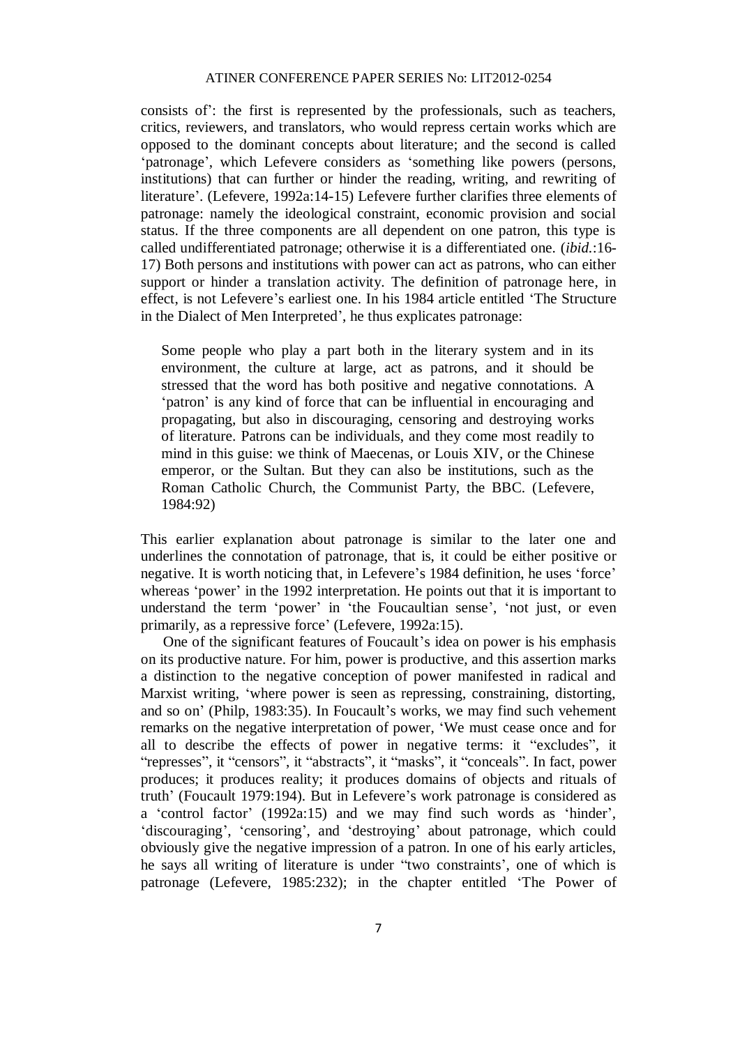consists of': the first is represented by the professionals, such as teachers, critics, reviewers, and translators, who would repress certain works which are opposed to the dominant concepts about literature; and the second is called 'patronage', which Lefevere considers as 'something like powers (persons, institutions) that can further or hinder the reading, writing, and rewriting of literature'. (Lefevere, 1992a:14-15) Lefevere further clarifies three elements of patronage: namely the ideological constraint, economic provision and social status. If the three components are all dependent on one patron, this type is called undifferentiated patronage; otherwise it is a differentiated one. (*ibid.*:16-17) Both persons and institutions with power can act as patrons, who can either support or hinder a translation activity. The definition of patronage here, in effect, is not Lefevere's earliest one. In his 1984 article entitled 'The Structure in the Dialect of Men Interpreted', he thus explicates patronage:

> Some people who play a part both in the literary system and in its environment, the culture at large, act as patrons, and it should be stressed that the word has both positive and negative connotations. A 'patron' is any kind of force that can be influential in encouraging and propagating, but also in discouraging, censoring and destroying works of literature. Patrons can be individuals, and they come most readily to mind in this guise: we think of Maecenas, or Louis XIV, or the Chinese emperor, or the Sultan. But they can also be institutions, such as the Roman Catholic Church, the Communist Party, the BBC. (Lefevere, 1984:92)

This earlier explanation about patronage is similar to the later one and underlines the connotation of patronage, that is, it could be either positive or negative. It is worth noticing that, in Lefevere's 1984 definition, he uses 'force' whereas 'power' in the 1992 interpretation. He points out that it is important to understand the term 'power' in 'the Foucaultian sense', 'not just, or even primarily, as a repressive force' (Lefevere, 1992a:15).

One of the significant features of Foucault's idea on power is his emphasis on its productive nature. For him, power is productive, and this assertion marks a distinction to the negative conception of power manifested in radical and Marxist writing, 'where power is seen as repressing, constraining, distorting, and so on' (Philp, 1983:35). In Foucault's works, we may find such vehement remarks on the negative interpretation of power, 'We must cease once and for all to describe the effects of power in negative terms: it "excludes", it "represses", it "censors", it "abstracts", it "masks", it "conceals". In fact, power produces; it produces reality; it produces domains of objects and rituals of truth' (Foucault 1979:194). But in Lefevere's work patronage is considered as a 'control factor' (1992a:15) and we may find such words as 'hinder', 'discouraging', 'censoring', and 'destroying' about patronage, which could obviously give the negative impression of a patron. In one of his early articles, he says all writing of literature is under "two constraints', one of which is patronage (Lefevere, 1985:232); in the chapter entitled 'The Power of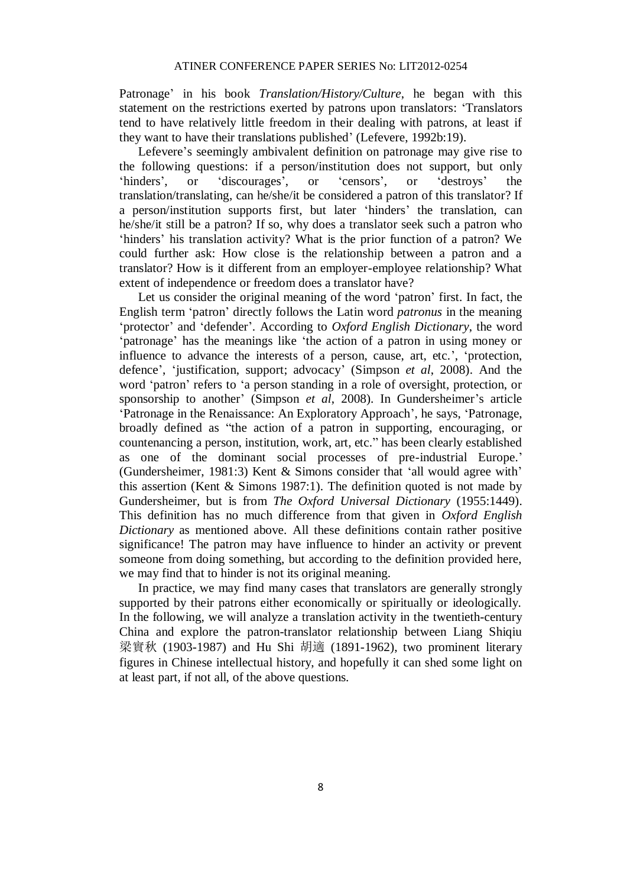Patronage' in his book *Translation/History/Culture*, he began with this statement on the restrictions exerted by patrons upon translators: 'Translators tend to have relatively little freedom in their dealing with patrons, at least if they want to have their translations published' (Lefevere, 1992b:19).

Lefevere's seemingly ambivalent definition on patronage may give rise to the following questions: if a person/institution does not support, but only 'hinders', or 'discourages', or 'censors', or 'destroys' the translation/translating, can he/she/it be considered a patron of this translator? If a person/institution supports first, but later 'hinders' the translation, can he/she/it still be a patron? If so, why does a translator seek such a patron who 'hinders' his translation activity? What is the prior function of a patron? We could further ask: How close is the relationship between a patron and a translator? How is it different from an employer-employee relationship? What extent of independence or freedom does a translator have?

Let us consider the original meaning of the word 'patron' first. In fact, the English term 'patron' directly follows the Latin word *patronus* in the meaning 'protector' and 'defender'. According to *Oxford English Dictionary*, the word 'patronage' has the meanings like 'the action of a patron in using money or influence to advance the interests of a person, cause, art, etc.', 'protection, defence', 'justification, support; advocacy' (Simpson *et al*, 2008). And the word 'patron' refers to 'a person standing in a role of oversight, protection, or sponsorship to another' (Simpson *et al*, 2008). In Gundersheimer's article 'Patronage in the Renaissance: An Exploratory Approach', he says, 'Patronage, broadly defined as "the action of a patron in supporting, encouraging, or countenancing a person, institution, work, art, etc." has been clearly established as one of the dominant social processes of pre-industrial Europe.' (Gundersheimer, 1981:3) Kent & Simons consider that 'all would agree with' this assertion (Kent & Simons 1987:1). The definition quoted is not made by Gundersheimer, but is from *The Oxford Universal Dictionary* (1955:1449). This definition has no much difference from that given in *Oxford English Dictionary* as mentioned above. All these definitions contain rather positive significance! The patron may have influence to hinder an activity or prevent someone from doing something, but according to the definition provided here, we may find that to hinder is not its original meaning.

In practice, we may find many cases that translators are generally strongly supported by their patrons either economically or spiritually or ideologically. In the following, we will analyze a translation activity in the twentieth-century China and explore the patron-translator relationship between Liang Shiqiu 梁實秋 (1903-1987) and Hu Shi 胡適 (1891-1962), two prominent literary figures in Chinese intellectual history, and hopefully it can shed some light on at least part, if not all, of the above questions.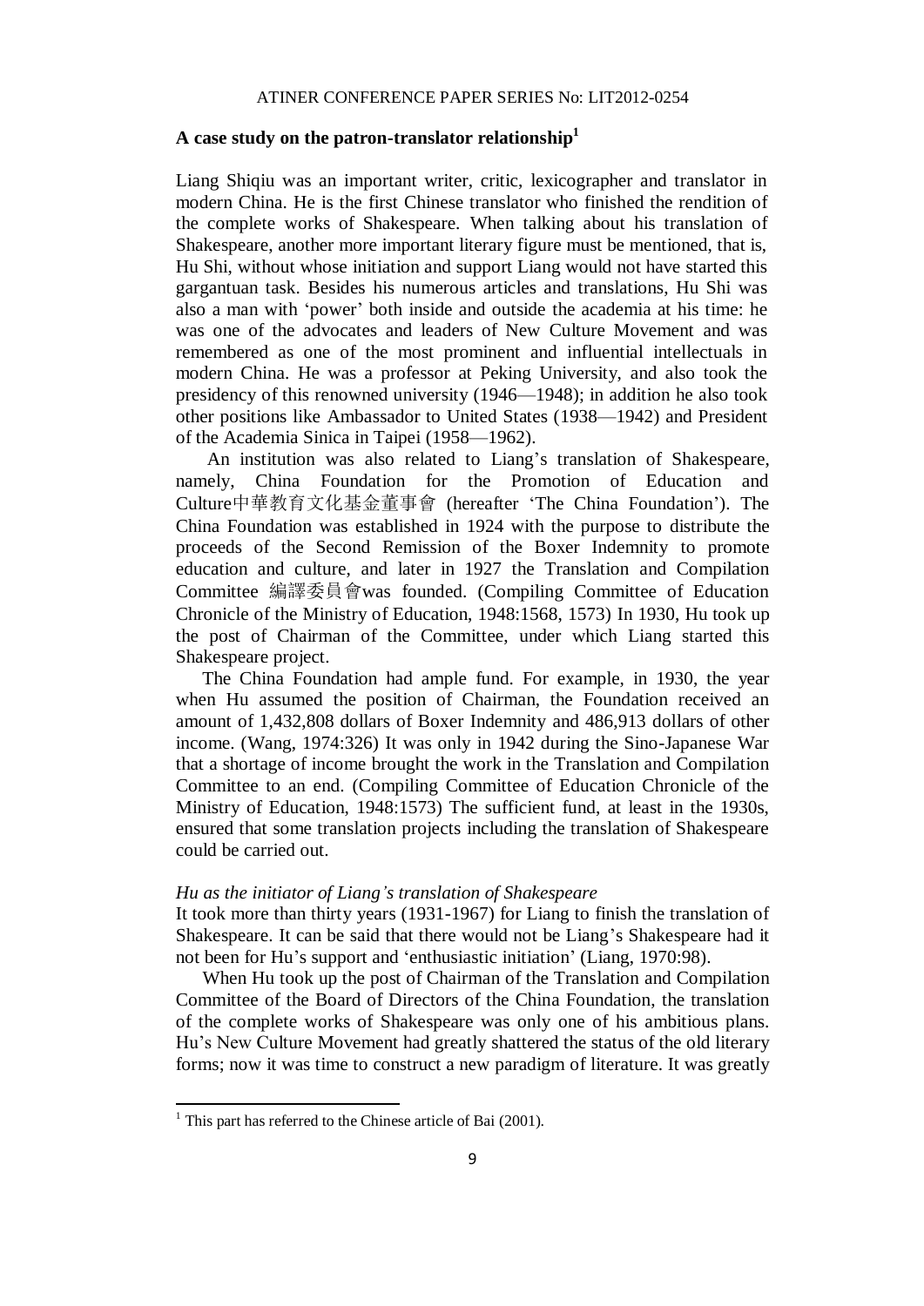## A case study on the patron-translator relationship[1]

Liang Shiqiu was an important writer, critic, lexicographer and translator in modern China. He is the first Chinese translator who finished the rendition of the complete works of Shakespeare. When talking about his translation of Shakespeare, another more important literary figure must be mentioned, that is, Hu Shi, without whose initiation and support Liang would not have started this gargantuan task. Besides his numerous articles and translations, Hu Shi was also a man with 'power' both inside and outside the academia at his time: he was one of the advocates and leaders of New Culture Movement and was remembered as one of the most prominent and influential intellectuals in modern China. He was a professor at Peking University, and also took the presidency of this renowned university (1946—1948); in addition he also took other positions like Ambassador to United States (1938—1942) and President of the Academia Sinica in Taipei (1958—1962).

An institution was also related to Liang's translation of Shakespeare, namely, China Foundation for the Promotion of Education and Culture中華教育文化基金董事會 (hereafter 'The China Foundation'). The China Foundation was established in 1924 with the purpose to distribute the proceeds of the Second Remission of the Boxer Indemnity to promote education and culture, and later in 1927 the Translation and Compilation Committee 編譯委員會was founded. (Compiling Committee of Education Chronicle of the Ministry of Education, 1948:1568, 1573) In 1930, Hu took up the post of Chairman of the Committee, under which Liang started this Shakespeare project.

The China Foundation had ample fund. For example, in 1930, the year when Hu assumed the position of Chairman, the Foundation received an amount of 1,432,808 dollars of Boxer Indemnity and 486,913 dollars of other income. (Wang, 1974:326) It was only in 1942 during the Sino-Japanese War that a shortage of income brought the work in the Translation and Compilation Committee to an end. (Compiling Committee of Education Chronicle of the Ministry of Education, 1948:1573) The sufficient fund, at least in the 1930s, ensured that some translation projects including the translation of Shakespeare could be carried out.

*Hu as the initiator of Liang's translation of Shakespeare*

It took more than thirty years (1931-1967) for Liang to finish the translation of Shakespeare. It can be said that there would not be Liang's Shakespeare had it not been for Hu's support and 'enthusiastic initiation' (Liang, 1970:98).

When Hu took up the post of Chairman of the Translation and Compilation Committee of the Board of Directors of the China Foundation, the translation of the complete works of Shakespeare was only one of his ambitious plans. Hu's New Culture Movement had greatly shattered the status of the old literary forms; now it was time to construct a new paradigm of literature. It was greatly

[1] This part has referred to the Chinese article of Bai (2001).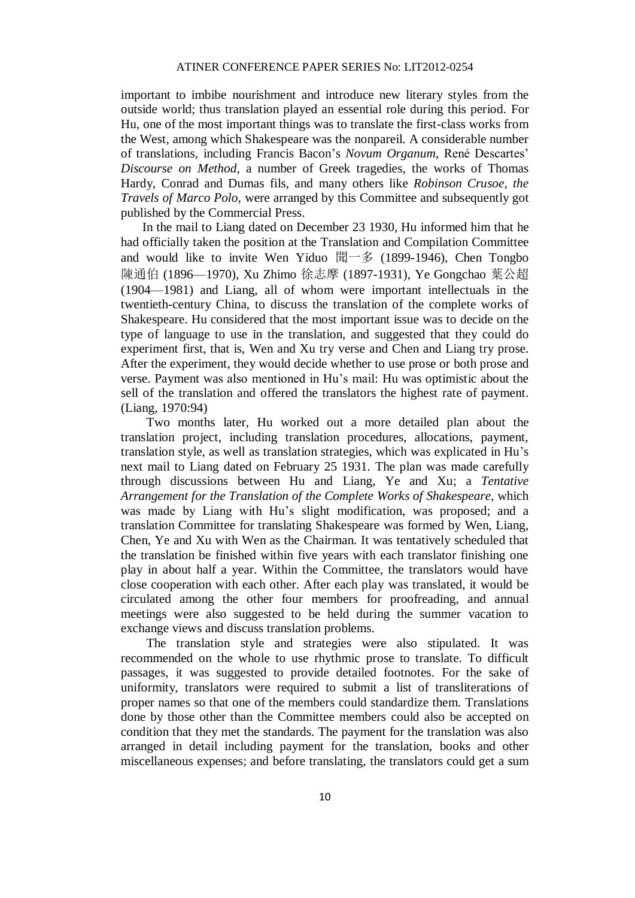important to imbibe nourishment and introduce new literary styles from the outside world; thus translation played an essential role during this period. For Hu, one of the most important things was to translate the first-class works from the West, among which Shakespeare was the nonpareil. A considerable number of translations, including Francis Bacon's *Novum Organum*, René Descartes' *Discourse on Method*, a number of Greek tragedies, the works of Thomas Hardy, Conrad and Dumas fils, and many others like *Robinson Crusoe, the Travels of Marco Polo,* were arranged by this Committee and subsequently got published by the Commercial Press.

In the mail to Liang dated on December 23 1930, Hu informed him that he had officially taken the position at the Translation and Compilation Committee and would like to invite Wen Yiduo 聞一多 (1899-1946), Chen Tongbo 陳通伯 (1896—1970), Xu Zhimo 徐志摩 (1897-1931), Ye Gongchao 葉公超 (1904—1981) and Liang, all of whom were important intellectuals in the twentieth-century China, to discuss the translation of the complete works of Shakespeare. Hu considered that the most important issue was to decide on the type of language to use in the translation, and suggested that they could do experiment first, that is, Wen and Xu try verse and Chen and Liang try prose. After the experiment, they would decide whether to use prose or both prose and verse. Payment was also mentioned in Hu's mail: Hu was optimistic about the sell of the translation and offered the translators the highest rate of payment. (Liang, 1970:94)

Two months later, Hu worked out a more detailed plan about the translation project, including translation procedures, allocations, payment, translation style, as well as translation strategies, which was explicated in Hu's next mail to Liang dated on February 25 1931. The plan was made carefully through discussions between Hu and Liang, Ye and Xu; a *Tentative Arrangement for the Translation of the Complete Works of Shakespeare*, which was made by Liang with Hu's slight modification, was proposed; and a translation Committee for translating Shakespeare was formed by Wen, Liang, Chen, Ye and Xu with Wen as the Chairman. It was tentatively scheduled that the translation be finished within five years with each translator finishing one play in about half a year. Within the Committee, the translators would have close cooperation with each other. After each play was translated, it would be circulated among the other four members for proofreading, and annual meetings were also suggested to be held during the summer vacation to exchange views and discuss translation problems.

The translation style and strategies were also stipulated. It was recommended on the whole to use rhythmic prose to translate. To difficult passages, it was suggested to provide detailed footnotes. For the sake of uniformity, translators were required to submit a list of transliterations of proper names so that one of the members could standardize them. Translations done by those other than the Committee members could also be accepted on condition that they met the standards. The payment for the translation was also arranged in detail including payment for the translation, books and other miscellaneous expenses; and before translating, the translators could get a sum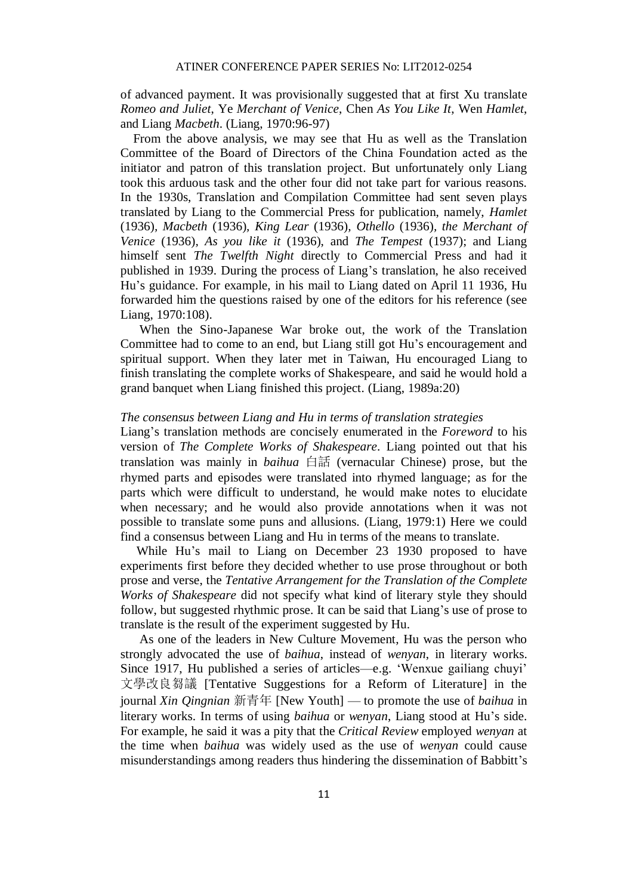of advanced payment. It was provisionally suggested that at first Xu translate *Romeo and Juliet*, Ye *Merchant of Venice*, Chen *As You Like It*, Wen *Hamlet*, and Liang *Macbeth*. (Liang, 1970:96-97)

From the above analysis, we may see that Hu as well as the Translation Committee of the Board of Directors of the China Foundation acted as the initiator and patron of this translation project. But unfortunately only Liang took this arduous task and the other four did not take part for various reasons. In the 1930s, Translation and Compilation Committee had sent seven plays translated by Liang to the Commercial Press for publication, namely, *Hamlet* (1936), *Macbeth* (1936), *King Lear* (1936), *Othello* (1936), *the Merchant of Venice* (1936), *As you like it* (1936), and *The Tempest* (1937); and Liang himself sent *The Twelfth Night* directly to Commercial Press and had it published in 1939. During the process of Liang's translation, he also received Hu's guidance. For example, in his mail to Liang dated on April 11 1936, Hu forwarded him the questions raised by one of the editors for his reference (see Liang, 1970:108).

When the Sino-Japanese War broke out, the work of the Translation Committee had to come to an end, but Liang still got Hu's encouragement and spiritual support. When they later met in Taiwan, Hu encouraged Liang to finish translating the complete works of Shakespeare, and said he would hold a grand banquet when Liang finished this project. (Liang, 1989a:20)

*The consensus between Liang and Hu in terms of translation strategies*

Liang's translation methods are concisely enumerated in the *Foreword* to his version of *The Complete Works of Shakespeare*. Liang pointed out that his translation was mainly in *baihua* 白話 (vernacular Chinese) prose, but the rhymed parts and episodes were translated into rhymed language; as for the parts which were difficult to understand, he would make notes to elucidate when necessary; and he would also provide annotations when it was not possible to translate some puns and allusions. (Liang, 1979:1) Here we could find a consensus between Liang and Hu in terms of the means to translate.

While Hu's mail to Liang on December 23 1930 proposed to have experiments first before they decided whether to use prose throughout or both prose and verse, the *Tentative Arrangement for the Translation of the Complete Works of Shakespeare* did not specify what kind of literary style they should follow, but suggested rhythmic prose. It can be said that Liang's use of prose to translate is the result of the experiment suggested by Hu.

As one of the leaders in New Culture Movement, Hu was the person who strongly advocated the use of *baihua*, instead of *wenyan*, in literary works. Since 1917, Hu published a series of articles—e.g. 'Wenxue gailiang chuyi' 文學改良芻議 [Tentative Suggestions for a Reform of Literature] in the journal *Xin Qingnian* 新青年 [New Youth] — to promote the use of *baihua* in literary works. In terms of using *baihua* or *wenyan*, Liang stood at Hu's side. For example, he said it was a pity that the *Critical Review* employed *wenyan* at the time when *baihua* was widely used as the use of *wenyan* could cause misunderstandings among readers thus hindering the dissemination of Babbitt's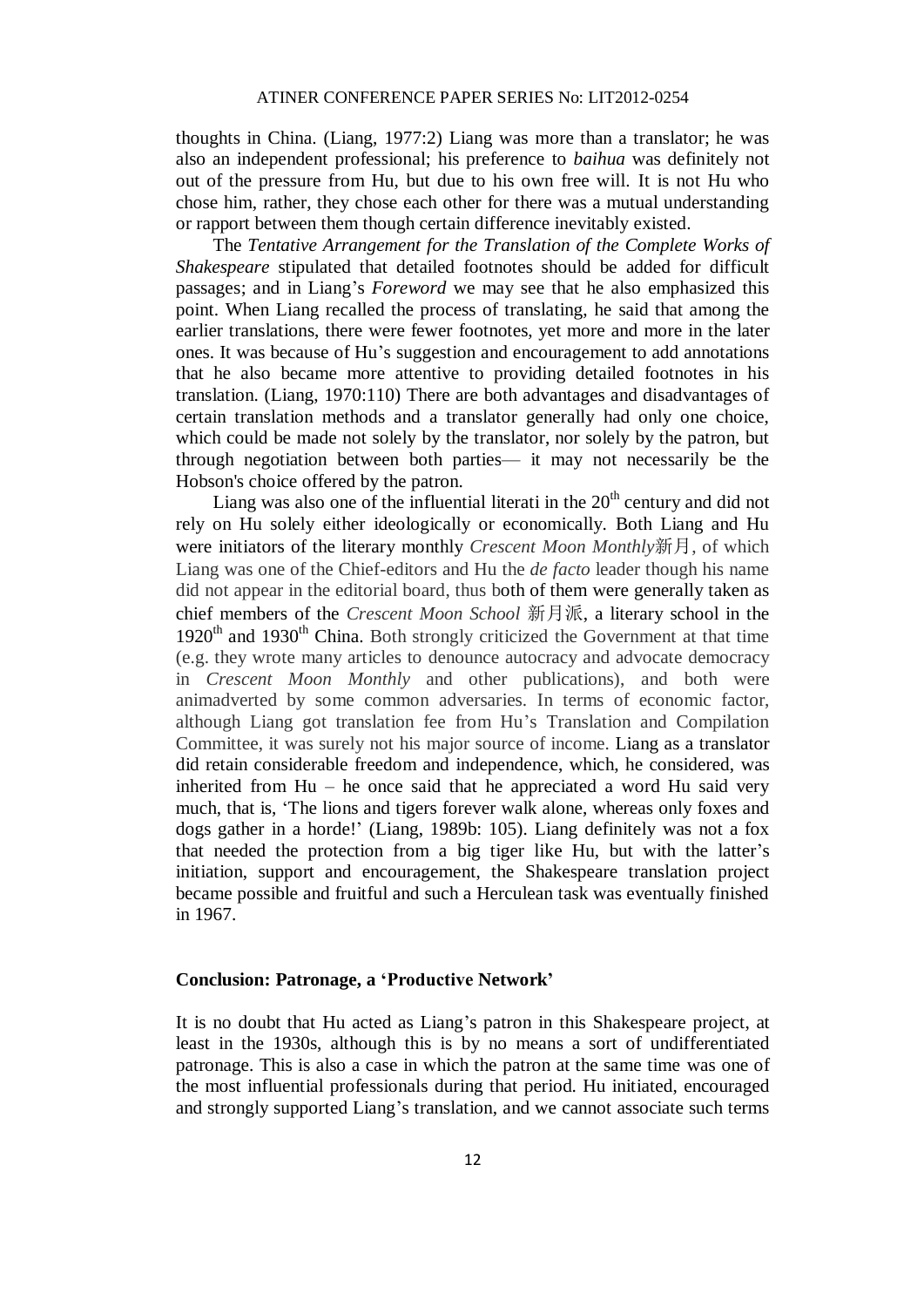thoughts in China. (Liang, 1977:2) Liang was more than a translator; he was also an independent professional; his preference to *baihua* was definitely not out of the pressure from Hu, but due to his own free will. It is not Hu who chose him, rather, they chose each other for there was a mutual understanding or rapport between them though certain difference inevitably existed.

The *Tentative Arrangement for the Translation of the Complete Works of Shakespeare* stipulated that detailed footnotes should be added for difficult passages; and in Liang's *Foreword* we may see that he also emphasized this point. When Liang recalled the process of translating, he said that among the earlier translations, there were fewer footnotes, yet more and more in the later ones. It was because of Hu's suggestion and encouragement to add annotations that he also became more attentive to providing detailed footnotes in his translation. (Liang, 1970:110) There are both advantages and disadvantages of certain translation methods and a translator generally had only one choice, which could be made not solely by the translator, nor solely by the patron, but through negotiation between both parties— it may not necessarily be the Hobson's choice offered by the patron.

Liang was also one of the influential literati in the 20th century and did not rely on Hu solely either ideologically or economically. Both Liang and Hu were initiators of the literary monthly *Crescent Moon Monthly*新月, of which Liang was one of the Chief-editors and Hu the *de facto* leader though his name did not appear in the editorial board, thus both of them were generally taken as chief members of the *Crescent Moon School* 新月派, a literary school in the 1920th and 1930th China. Both strongly criticized the Government at that time (e.g. they wrote many articles to denounce autocracy and advocate democracy in *Crescent Moon Monthly* and other publications), and both were animadverted by some common adversaries. In terms of economic factor, although Liang got translation fee from Hu's Translation and Compilation Committee, it was surely not his major source of income. Liang as a translator did retain considerable freedom and independence, which, he considered, was inherited from Hu – he once said that he appreciated a word Hu said very much, that is, 'The lions and tigers forever walk alone, whereas only foxes and dogs gather in a horde!' (Liang, 1989b: 105). Liang definitely was not a fox that needed the protection from a big tiger like Hu, but with the latter's initiation, support and encouragement, the Shakespeare translation project became possible and fruitful and such a Herculean task was eventually finished in 1967.

## Conclusion: Patronage, a 'Productive Network'

It is no doubt that Hu acted as Liang's patron in this Shakespeare project, at least in the 1930s, although this is by no means a sort of undifferentiated patronage. This is also a case in which the patron at the same time was one of the most influential professionals during that period. Hu initiated, encouraged and strongly supported Liang's translation, and we cannot associate such terms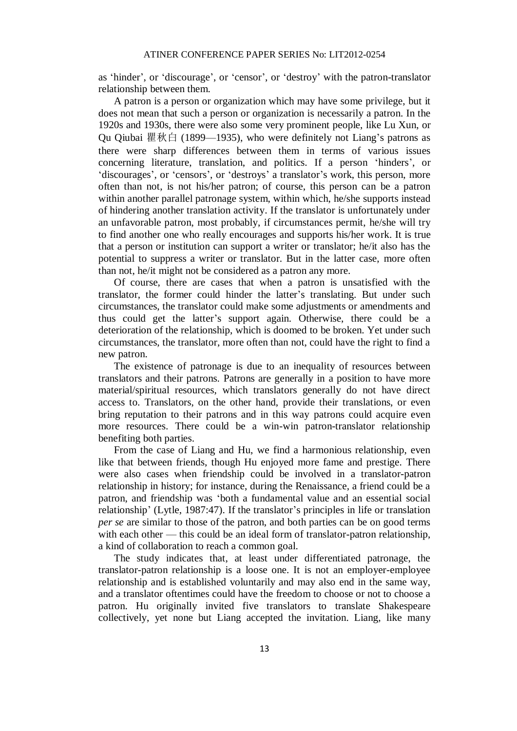as 'hinder', or 'discourage', or 'censor', or 'destroy' with the patron-translator relationship between them.

A patron is a person or organization which may have some privilege, but it does not mean that such a person or organization is necessarily a patron. In the 1920s and 1930s, there were also some very prominent people, like Lu Xun, or Qu Qiubai 瞿秋白 (1899—1935), who were definitely not Liang's patrons as there were sharp differences between them in terms of various issues concerning literature, translation, and politics. If a person 'hinders', or 'discourages', or 'censors', or 'destroys' a translator's work, this person, more often than not, is not his/her patron; of course, this person can be a patron within another parallel patronage system, within which, he/she supports instead of hindering another translation activity. If the translator is unfortunately under an unfavorable patron, most probably, if circumstances permit, he/she will try to find another one who really encourages and supports his/her work. It is true that a person or institution can support a writer or translator; he/it also has the potential to suppress a writer or translator. But in the latter case, more often than not, he/it might not be considered as a patron any more.

Of course, there are cases that when a patron is unsatisfied with the translator, the former could hinder the latter's translating. But under such circumstances, the translator could make some adjustments or amendments and thus could get the latter's support again. Otherwise, there could be a deterioration of the relationship, which is doomed to be broken. Yet under such circumstances, the translator, more often than not, could have the right to find a new patron.

The existence of patronage is due to an inequality of resources between translators and their patrons. Patrons are generally in a position to have more material/spiritual resources, which translators generally do not have direct access to. Translators, on the other hand, provide their translations, or even bring reputation to their patrons and in this way patrons could acquire even more resources. There could be a win-win patron-translator relationship benefiting both parties.

From the case of Liang and Hu, we find a harmonious relationship, even like that between friends, though Hu enjoyed more fame and prestige. There were also cases when friendship could be involved in a translator-patron relationship in history; for instance, during the Renaissance, a friend could be a patron, and friendship was 'both a fundamental value and an essential social relationship' (Lytle, 1987:47). If the translator's principles in life or translation *per se* are similar to those of the patron, and both parties can be on good terms with each other — this could be an ideal form of translator-patron relationship, a kind of collaboration to reach a common goal.

The study indicates that, at least under differentiated patronage, the translator-patron relationship is a loose one. It is not an employer-employee relationship and is established voluntarily and may also end in the same way, and a translator oftentimes could have the freedom to choose or not to choose a patron. Hu originally invited five translators to translate Shakespeare collectively, yet none but Liang accepted the invitation. Liang, like many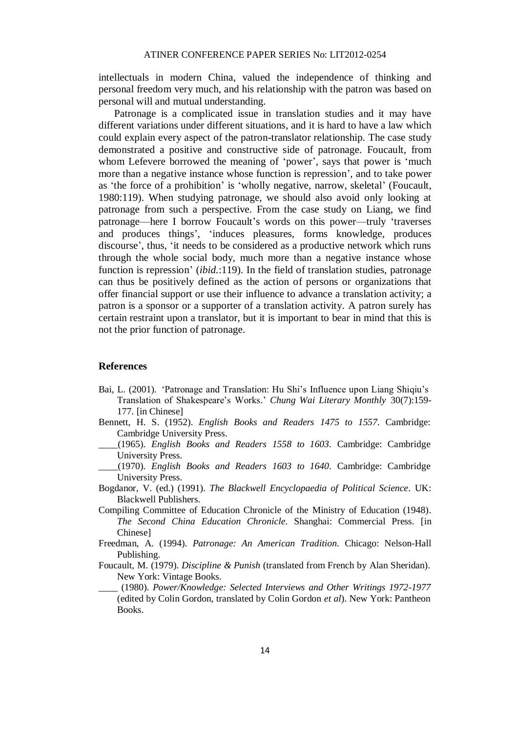intellectuals in modern China, valued the independence of thinking and personal freedom very much, and his relationship with the patron was based on personal will and mutual understanding.

Patronage is a complicated issue in translation studies and it may have different variations under different situations, and it is hard to have a law which could explain every aspect of the patron-translator relationship. The case study demonstrated a positive and constructive side of patronage. Foucault, from whom Lefevere borrowed the meaning of 'power', says that power is 'much more than a negative instance whose function is repression', and to take power as 'the force of a prohibition' is 'wholly negative, narrow, skeletal' (Foucault, 1980:119). When studying patronage, we should also avoid only looking at patronage from such a perspective. From the case study on Liang, we find patronage—here I borrow Foucault's words on this power—truly 'traverses and produces things', 'induces pleasures, forms knowledge, produces discourse', thus, 'it needs to be considered as a productive network which runs through the whole social body, much more than a negative instance whose function is repression' (*ibid.*:119). In the field of translation studies, patronage can thus be positively defined as the action of persons or organizations that offer financial support or use their influence to advance a translation activity; a patron is a sponsor or a supporter of a translation activity. A patron surely has certain restraint upon a translator, but it is important to bear in mind that this is not the prior function of patronage.

## References

Bai, L. (2001). 'Patronage and Translation: Hu Shi's Influence upon Liang Shiqiu's Translation of Shakespeare's Works.' *Chung Wai Literary Monthly* 30(7):159-177. [in Chinese]

Bennett, H. S. (1952). *English Books and Readers 1475 to 1557*. Cambridge: Cambridge University Press.

____(1965). *English Books and Readers 1558 to 1603*. Cambridge: Cambridge University Press.

____(1970). *English Books and Readers 1603 to 1640*. Cambridge: Cambridge University Press.

Bogdanor, V. (ed.) (1991). *The Blackwell Encyclopaedia of Political Science*. UK: Blackwell Publishers.

Compiling Committee of Education Chronicle of the Ministry of Education (1948). *The Second China Education Chronicle*. Shanghai: Commercial Press. [in Chinese]

Freedman, A. (1994). *Patronage: An American Tradition*. Chicago: Nelson-Hall Publishing.

Foucault, M. (1979). *Discipline & Punish* (translated from French by Alan Sheridan). New York: Vintage Books.

____ (1980). *Power/Knowledge: Selected Interviews and Other Writings 1972-1977* (edited by Colin Gordon, translated by Colin Gordon *et al*). New York: Pantheon Books.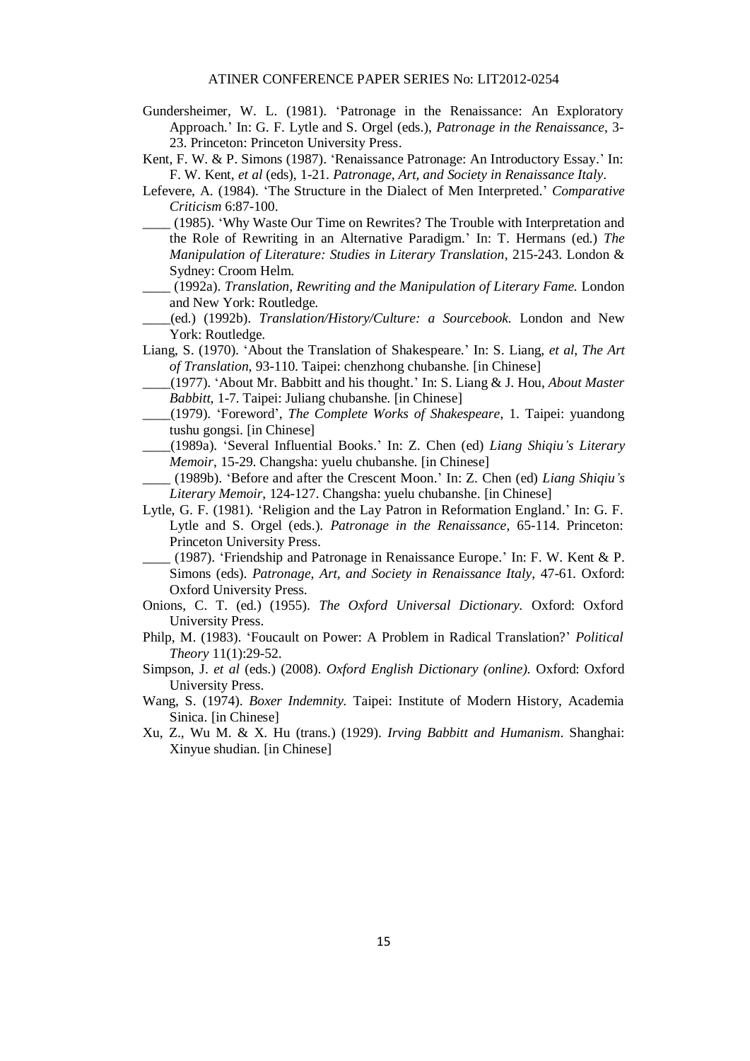Gundersheimer, W. L. (1981). 'Patronage in the Renaissance: An Exploratory Approach.' In: G. F. Lytle and S. Orgel (eds.), *Patronage in the Renaissance*, 3-23. Princeton: Princeton University Press.

Kent, F. W. & P. Simons (1987). 'Renaissance Patronage: An Introductory Essay.' In: F. W. Kent, *et al* (eds), 1-21. *Patronage, Art, and Society in Renaissance Italy*.

Lefevere, A. (1984). 'The Structure in the Dialect of Men Interpreted.' *Comparative Criticism* 6:87-100.

____ (1985). 'Why Waste Our Time on Rewrites? The Trouble with Interpretation and the Role of Rewriting in an Alternative Paradigm.' In: T. Hermans (ed.) *The Manipulation of Literature: Studies in Literary Translation*, 215-243. London & Sydney: Croom Helm.

____ (1992a). *Translation, Rewriting and the Manipulation of Literary Fame.* London and New York: Routledge.

____(ed.) (1992b). *Translation/History/Culture: a Sourcebook.* London and New York: Routledge.

Liang, S. (1970). 'About the Translation of Shakespeare.' In: S. Liang, *et al*, *The Art of Translation*, 93-110. Taipei: chenzhong chubanshe. [in Chinese]

____(1977). 'About Mr. Babbitt and his thought.' In: S. Liang & J. Hou, *About Master Babbitt*, 1-7. Taipei: Juliang chubanshe. [in Chinese]

____(1979). 'Foreword', *The Complete Works of Shakespeare*, 1. Taipei: yuandong tushu gongsi. [in Chinese]

____(1989a). 'Several Influential Books.' In: Z. Chen (ed) *Liang Shiqiu's Literary Memoir*, 15-29. Changsha: yuelu chubanshe. [in Chinese]

____ (1989b). 'Before and after the Crescent Moon.' In: Z. Chen (ed) *Liang Shiqiu's Literary Memoir*, 124-127. Changsha: yuelu chubanshe. [in Chinese]

Lytle, G. F. (1981). 'Religion and the Lay Patron in Reformation England.' In: G. F. Lytle and S. Orgel (eds.). *Patronage in the Renaissance*, 65-114. Princeton: Princeton University Press.

____ (1987). 'Friendship and Patronage in Renaissance Europe.' In: F. W. Kent & P. Simons (eds). *Patronage, Art, and Society in Renaissance Italy*, 47-61. Oxford: Oxford University Press.

Onions, C. T. (ed.) (1955). *The Oxford Universal Dictionary*. Oxford: Oxford University Press.

Philp, M. (1983). 'Foucault on Power: A Problem in Radical Translation?' *Political Theory* 11(1):29-52.

Simpson, J. *et al* (eds.) (2008). *Oxford English Dictionary (online).* Oxford: Oxford University Press.

Wang, S. (1974). *Boxer Indemnity.* Taipei: Institute of Modern History, Academia Sinica. [in Chinese]

Xu, Z., Wu M. & X. Hu (trans.) (1929). *Irving Babbitt and Humanism*. Shanghai: Xinyue shudian. [in Chinese]